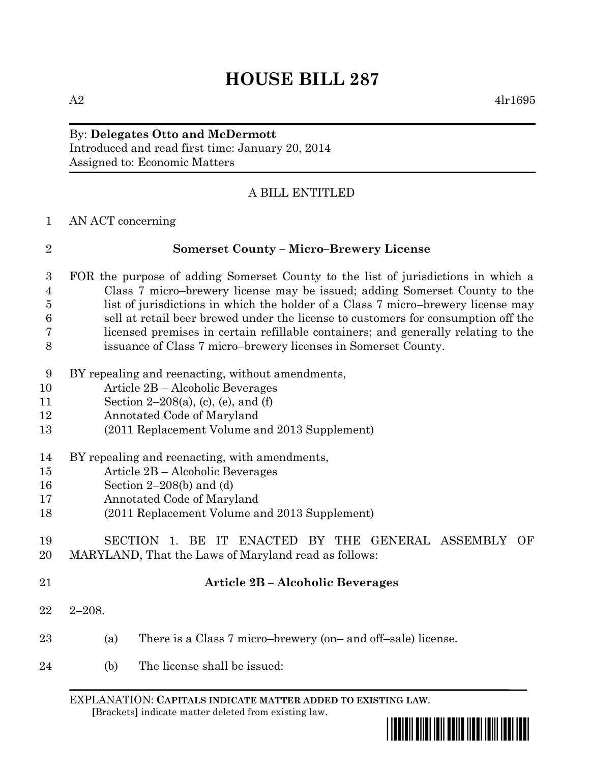# HOUSE BILL 287

A2 4lr1695

By: **Delegates Otto and McDermott**
Introduced and read first time: January 20, 2014
Assigned to: Economic Matters

A BILL ENTITLED

1 AN ACT concerning

2 **Somerset County – Micro–Brewery License**

3 FOR the purpose of adding Somerset County to the list of jurisdictions in which a
4 Class 7 micro–brewery license may be issued; adding Somerset County to the
5 list of jurisdictions in which the holder of a Class 7 micro–brewery license may
6 sell at retail beer brewed under the license to customers for consumption off the
7 licensed premises in certain refillable containers; and generally relating to the
8 issuance of Class 7 micro–brewery licenses in Somerset County.

9 BY repealing and reenacting, without amendments,
10 Article 2B – Alcoholic Beverages
11 Section 2–208(a), (c), (e), and (f)
12 Annotated Code of Maryland
13 (2011 Replacement Volume and 2013 Supplement)

14 BY repealing and reenacting, with amendments,
15 Article 2B – Alcoholic Beverages
16 Section 2–208(b) and (d)
17 Annotated Code of Maryland
18 (2011 Replacement Volume and 2013 Supplement)

19 SECTION 1. BE IT ENACTED BY THE GENERAL ASSEMBLY OF
20 MARYLAND, That the Laws of Maryland read as follows:

21 **Article 2B – Alcoholic Beverages**

22 2–208.

23 (a) There is a Class 7 micro–brewery (on– and off–sale) license.

24 (b) The license shall be issued:

EXPLANATION: **CAPITALS INDICATE MATTER ADDED TO EXISTING LAW.**
**[**Brackets**]** indicate matter deleted from existing law.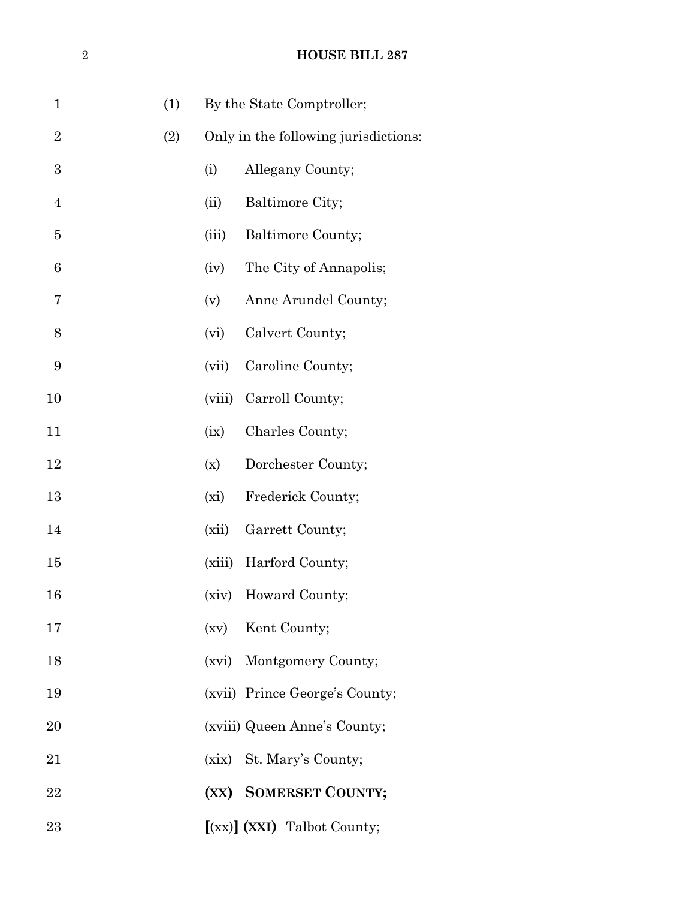(1) By the State Comptroller;

(2) Only in the following jurisdictions:

(i) Allegany County;

(ii) Baltimore City;

(iii) Baltimore County;

(iv) The City of Annapolis;

(v) Anne Arundel County;

(vi) Calvert County;

(vii) Caroline County;

(viii) Carroll County;

(ix) Charles County;

(x) Dorchester County;

(xi) Frederick County;

(xii) Garrett County;

(xiii) Harford County;

(xiv) Howard County;

(xv) Kent County;

(xvi) Montgomery County;

(xvii) Prince George's County;

(xviii) Queen Anne's County;

(xix) St. Mary's County;

**(XX) SOMERSET COUNTY;**

**[**(xx)**] (XXI)** Talbot County;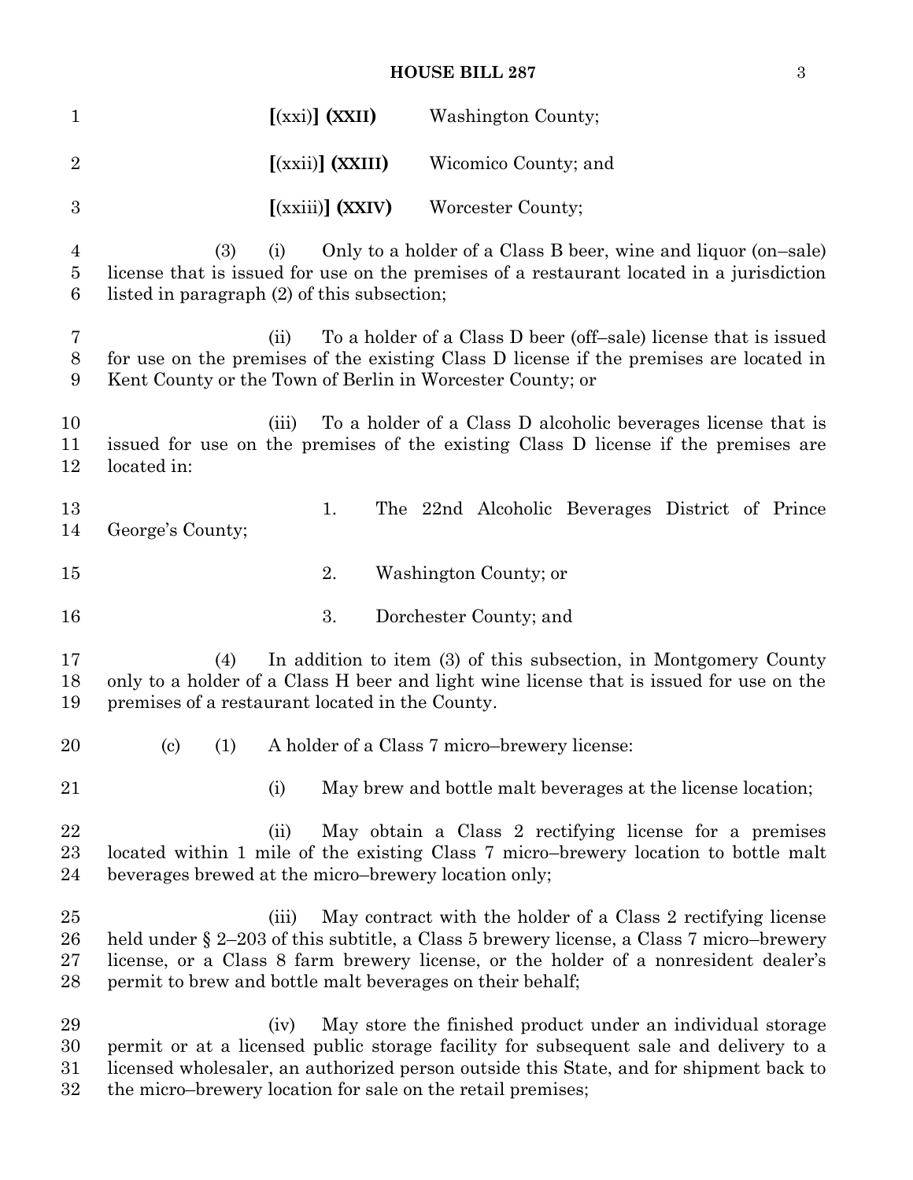[(xxi)] **(XXII)** Washington County;

[(xxii)] **(XXIII)** Wicomico County; and

[(xxiii)] **(XXIV)** Worcester County;

(3) (i) Only to a holder of a Class B beer, wine and liquor (on–sale) license that is issued for use on the premises of a restaurant located in a jurisdiction listed in paragraph (2) of this subsection;

(ii) To a holder of a Class D beer (off–sale) license that is issued for use on the premises of the existing Class D license if the premises are located in Kent County or the Town of Berlin in Worcester County; or

(iii) To a holder of a Class D alcoholic beverages license that is issued for use on the premises of the existing Class D license if the premises are located in:

1. The 22nd Alcoholic Beverages District of Prince George's County;

2. Washington County; or

3. Dorchester County; and

(4) In addition to item (3) of this subsection, in Montgomery County only to a holder of a Class H beer and light wine license that is issued for use on the premises of a restaurant located in the County.

(c) (1) A holder of a Class 7 micro–brewery license:

(i) May brew and bottle malt beverages at the license location;

(ii) May obtain a Class 2 rectifying license for a premises located within 1 mile of the existing Class 7 micro–brewery location to bottle malt beverages brewed at the micro–brewery location only;

(iii) May contract with the holder of a Class 2 rectifying license held under § 2–203 of this subtitle, a Class 5 brewery license, a Class 7 micro–brewery license, or a Class 8 farm brewery license, or the holder of a nonresident dealer's permit to brew and bottle malt beverages on their behalf;

(iv) May store the finished product under an individual storage permit or at a licensed public storage facility for subsequent sale and delivery to a licensed wholesaler, an authorized person outside this State, and for shipment back to the micro–brewery location for sale on the retail premises;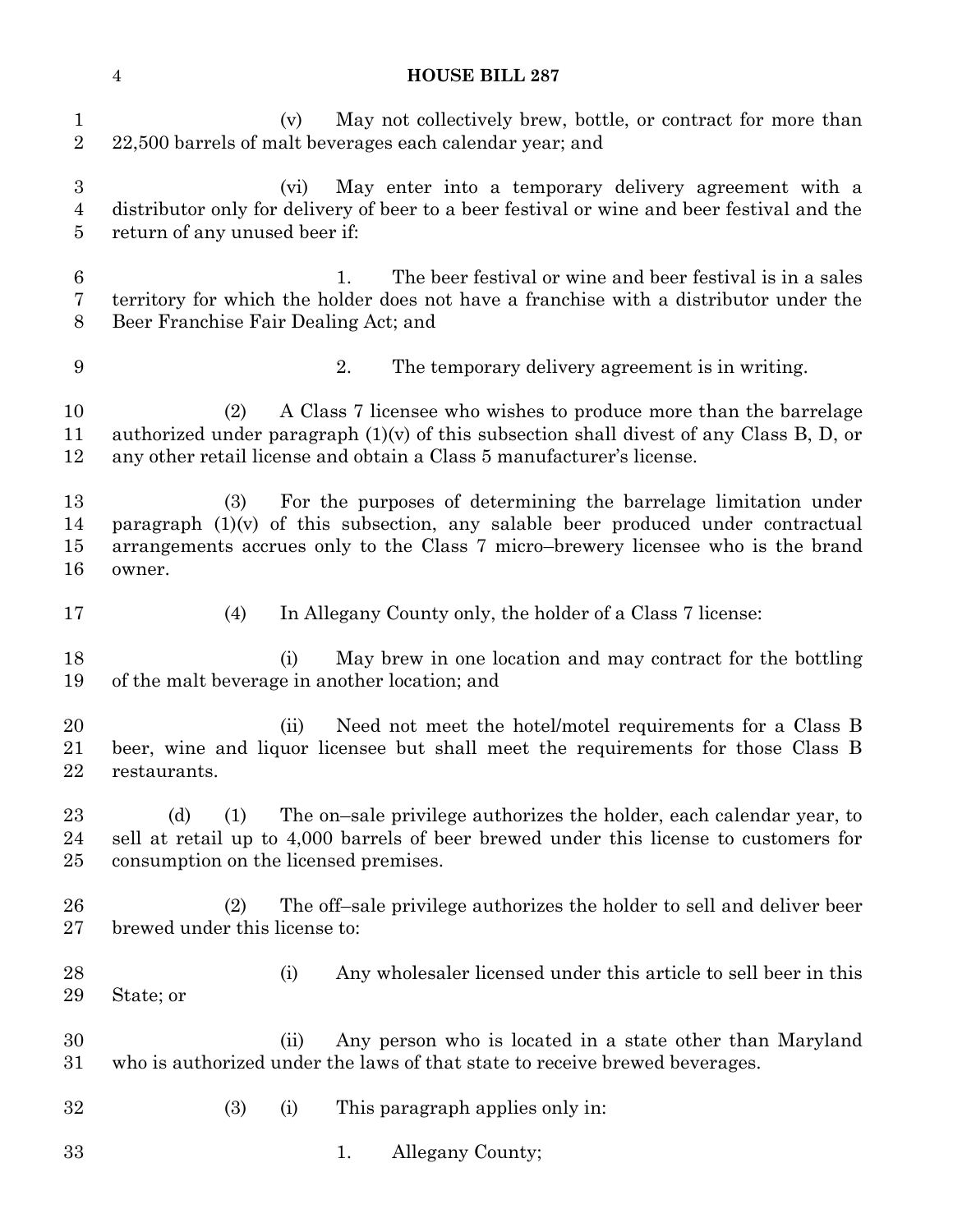(v) May not collectively brew, bottle, or contract for more than 22,500 barrels of malt beverages each calendar year; and

(vi) May enter into a temporary delivery agreement with a distributor only for delivery of beer to a beer festival or wine and beer festival and the return of any unused beer if:

1. The beer festival or wine and beer festival is in a sales territory for which the holder does not have a franchise with a distributor under the Beer Franchise Fair Dealing Act; and

2. The temporary delivery agreement is in writing.

(2) A Class 7 licensee who wishes to produce more than the barrelage authorized under paragraph (1)(v) of this subsection shall divest of any Class B, D, or any other retail license and obtain a Class 5 manufacturer's license.

(3) For the purposes of determining the barrelage limitation under paragraph (1)(v) of this subsection, any salable beer produced under contractual arrangements accrues only to the Class 7 micro–brewery licensee who is the brand owner.

(4) In Allegany County only, the holder of a Class 7 license:

(i) May brew in one location and may contract for the bottling of the malt beverage in another location; and

(ii) Need not meet the hotel/motel requirements for a Class B beer, wine and liquor licensee but shall meet the requirements for those Class B restaurants.

(d) (1) The on–sale privilege authorizes the holder, each calendar year, to sell at retail up to 4,000 barrels of beer brewed under this license to customers for consumption on the licensed premises.

(2) The off–sale privilege authorizes the holder to sell and deliver beer brewed under this license to:

(i) Any wholesaler licensed under this article to sell beer in this State; or

(ii) Any person who is located in a state other than Maryland who is authorized under the laws of that state to receive brewed beverages.

(3) (i) This paragraph applies only in:

1. Allegany County;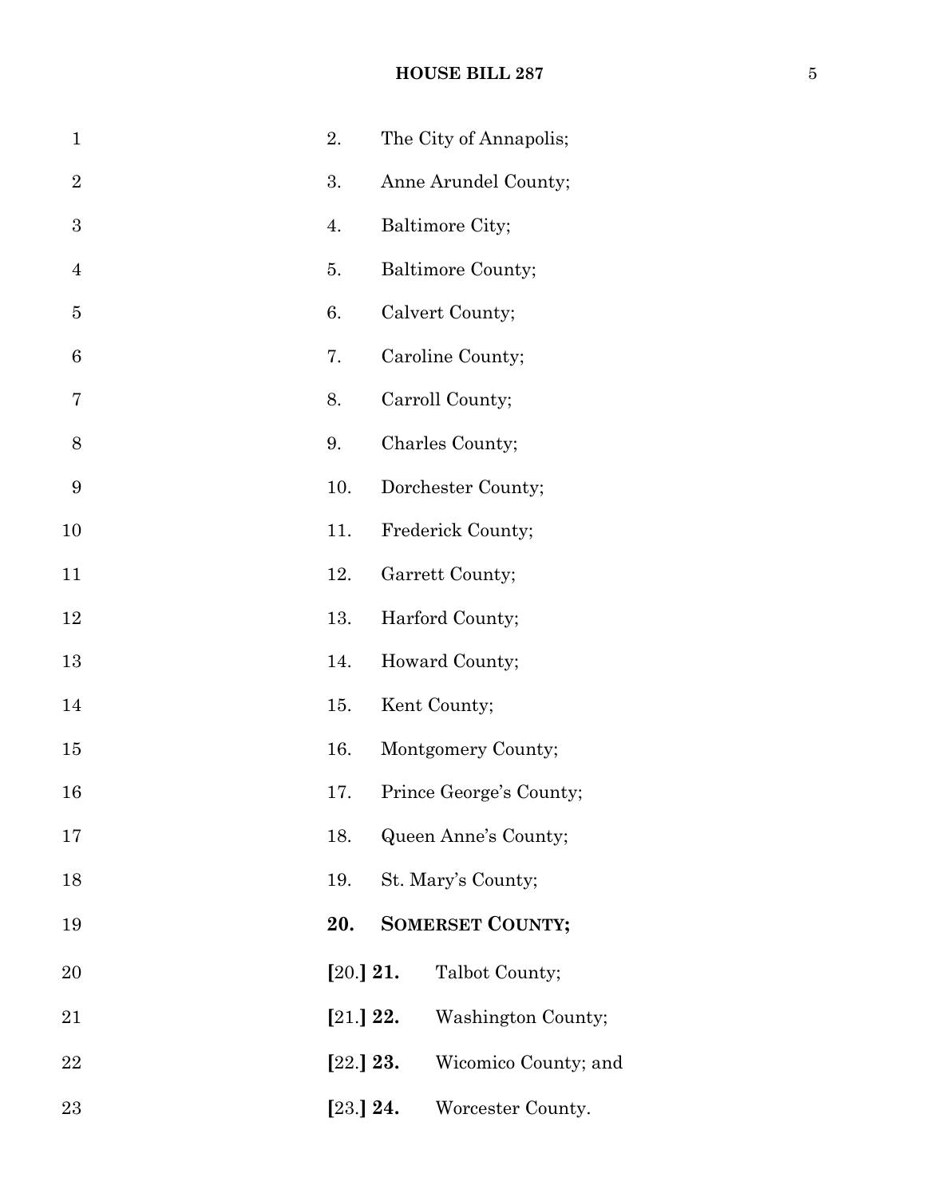2. The City of Annapolis;

3. Anne Arundel County;

4. Baltimore City;

5. Baltimore County;

6. Calvert County;

7. Caroline County;

8. Carroll County;

9. Charles County;

10. Dorchester County;

11. Frederick County;

12. Garrett County;

13. Harford County;

14. Howard County;

15. Kent County;

16. Montgomery County;

17. Prince George's County;

18. Queen Anne's County;

19. St. Mary's County;

**20. SOMERSET COUNTY;**

**[**20.**] 21.** Talbot County;

**[**21.**] 22.** Washington County;

**[**22.**] 23.** Wicomico County; and

**[**23.**] 24.** Worcester County.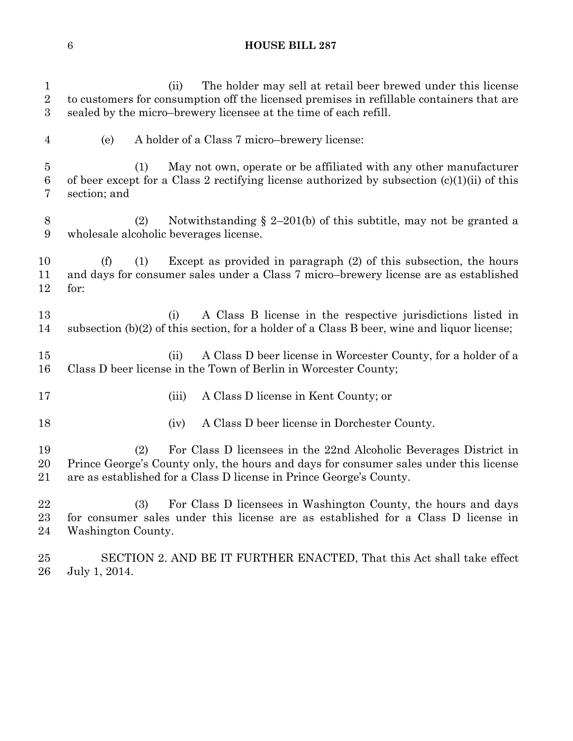(ii) The holder may sell at retail beer brewed under this license to customers for consumption off the licensed premises in refillable containers that are sealed by the micro–brewery licensee at the time of each refill.

(e) A holder of a Class 7 micro–brewery license:

(1) May not own, operate or be affiliated with any other manufacturer of beer except for a Class 2 rectifying license authorized by subsection (c)(1)(ii) of this section; and

(2) Notwithstanding § 2–201(b) of this subtitle, may not be granted a wholesale alcoholic beverages license.

(f) (1) Except as provided in paragraph (2) of this subsection, the hours and days for consumer sales under a Class 7 micro–brewery license are as established for:

(i) A Class B license in the respective jurisdictions listed in subsection (b)(2) of this section, for a holder of a Class B beer, wine and liquor license;

(ii) A Class D beer license in Worcester County, for a holder of a Class D beer license in the Town of Berlin in Worcester County;

(iii) A Class D license in Kent County; or

(iv) A Class D beer license in Dorchester County.

(2) For Class D licensees in the 22nd Alcoholic Beverages District in Prince George's County only, the hours and days for consumer sales under this license are as established for a Class D license in Prince George's County.

(3) For Class D licensees in Washington County, the hours and days for consumer sales under this license are as established for a Class D license in Washington County.

SECTION 2. AND BE IT FURTHER ENACTED, That this Act shall take effect July 1, 2014.